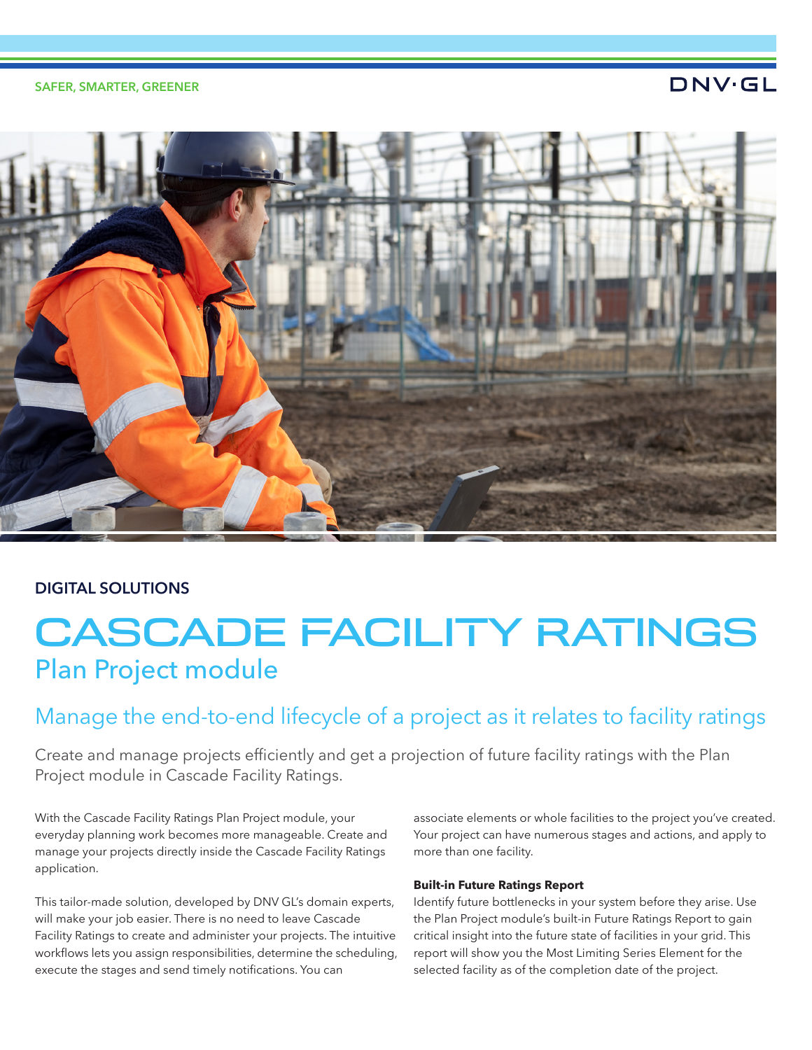SAFER, SMARTER, GREENER

DNV·GL

## DIGITAL SOLUTIONS

# CASCADE FACILITY RATINGS

## Plan Project module

### Manage the end-to-end lifecycle of a project as it relates to facility ratings

Create and manage projects efficiently and get a projection of future facility ratings with the Plan Project module in Cascade Facility Ratings.

With the Cascade Facility Ratings Plan Project module, your everyday planning work becomes more manageable. Create and manage your projects directly inside the Cascade Facility Ratings application.

This tailor-made solution, developed by DNV GL's domain experts, will make your job easier. There is no need to leave Cascade Facility Ratings to create and administer your projects. The intuitive workflows lets you assign responsibilities, determine the scheduling, execute the stages and send timely notifications. You can associate elements or whole facilities to the project you've created. Your project can have numerous stages and actions, and apply to more than one facility.

**Built-in Future Ratings Report**

Identify future bottlenecks in your system before they arise. Use the Plan Project module's built-in Future Ratings Report to gain critical insight into the future state of facilities in your grid. This report will show you the Most Limiting Series Element for the selected facility as of the completion date of the project.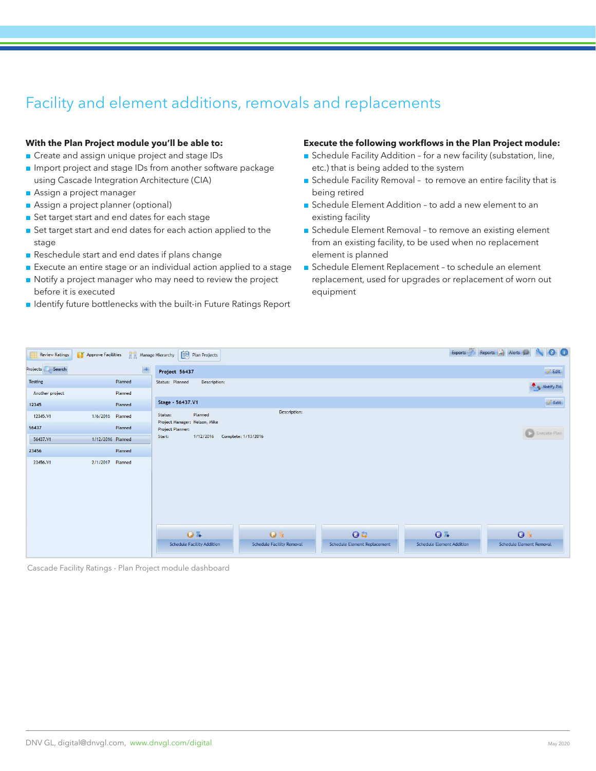# Facility and element additions, removals and replacements

**With the Plan Project module you'll be able to:**

- Create and assign unique project and stage IDs
- Import project and stage IDs from another software package using Cascade Integration Architecture (CIA)
- Assign a project manager
- Assign a project planner (optional)
- Set target start and end dates for each stage
- Set target start and end dates for each action applied to the stage
- Reschedule start and end dates if plans change
- Execute an entire stage or an individual action applied to a stage
- Notify a project manager who may need to review the project before it is executed
- Identify future bottlenecks with the built-in Future Ratings Report

**Execute the following workflows in the Plan Project module:**

- Schedule Facility Addition – for a new facility (substation, line, etc.) that is being added to the system
- Schedule Facility Removal – to remove an entire facility that is being retired
- Schedule Element Addition – to add a new element to an existing facility
- Schedule Element Removal – to remove an existing element from an existing facility, to be used when no replacement element is planned
- Schedule Element Replacement – to schedule an element replacement, used for upgrades or replacement of worn out equipment

Cascade Facility Ratings - Plan Project module dashboard

DNV GL, digital@dnvgl.com, www.dnvgl.com/digital

May 2020